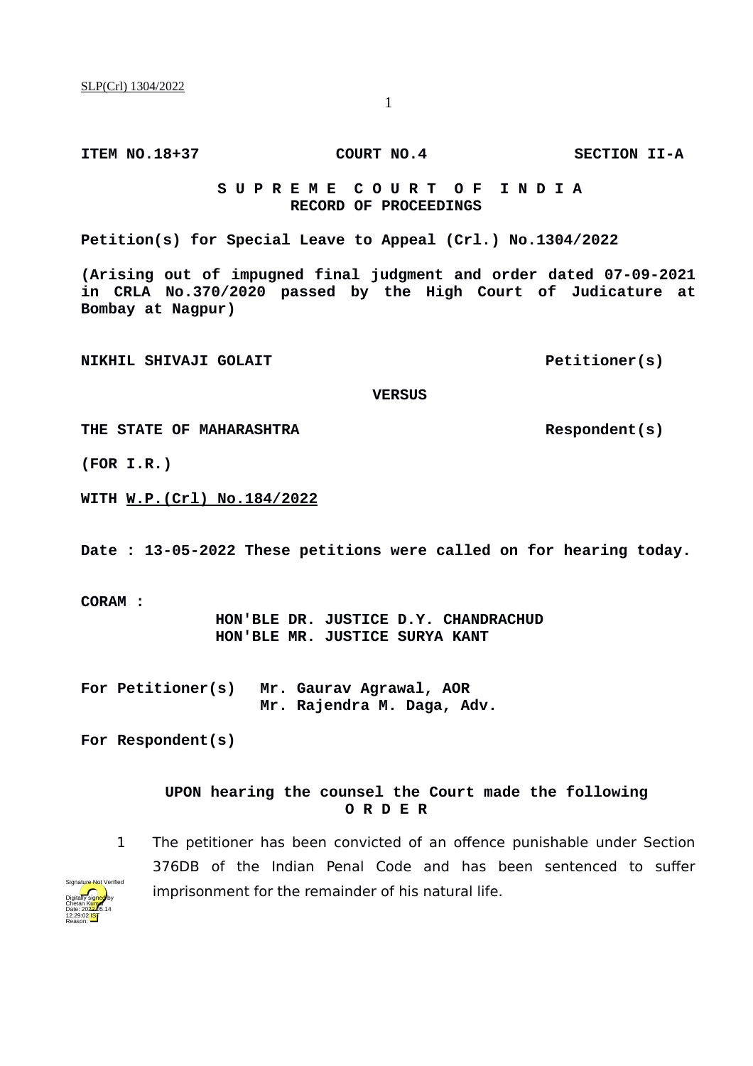**ITEM NO.18+37　　　　　　COURT NO.4　　　　　　SECTION II-A**

**S U P R E M E　C O U R T　O F　I N D I A**
**RECORD OF PROCEEDINGS**

**Petition(s) for Special Leave to Appeal (Crl.) No.1304/2022**

**(Arising out of impugned final judgment and order dated 07-09-2021 in CRLA No.370/2020 passed by the High Court of Judicature at Bombay at Nagpur)**

**NIKHIL SHIVAJI GOLAIT　　　　　　　　　　　　Petitioner(s)**

**VERSUS**

**THE STATE OF MAHARASHTRA　　　　　　　　　　Respondent(s)**

**(FOR I.R.)**

**WITH W.P.(Crl) No.184/2022**

**Date : 13-05-2022 These petitions were called on for hearing today.**

**CORAM :**
**HON'BLE DR. JUSTICE D.Y. CHANDRACHUD**
**HON'BLE MR. JUSTICE SURYA KANT**

**For Petitioner(s)　Mr. Gaurav Agrawal, AOR**
**Mr. Rajendra M. Daga, Adv.**

**For Respondent(s)**

**UPON hearing the counsel the Court made the following**
**O R D E R**

1 The petitioner has been convicted of an offence punishable under Section 376DB of the Indian Penal Code and has been sentenced to suffer imprisonment for the remainder of his natural life.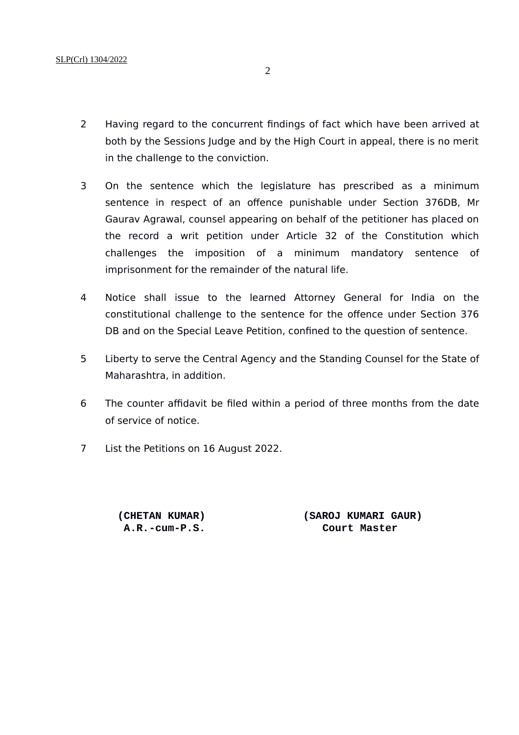2 Having regard to the concurrent findings of fact which have been arrived at both by the Sessions Judge and by the High Court in appeal, there is no merit in the challenge to the conviction.

3 On the sentence which the legislature has prescribed as a minimum sentence in respect of an offence punishable under Section 376DB, Mr Gaurav Agrawal, counsel appearing on behalf of the petitioner has placed on the record a writ petition under Article 32 of the Constitution which challenges the imposition of a minimum mandatory sentence of imprisonment for the remainder of the natural life.

4 Notice shall issue to the learned Attorney General for India on the constitutional challenge to the sentence for the offence under Section 376 DB and on the Special Leave Petition, confined to the question of sentence.

5 Liberty to serve the Central Agency and the Standing Counsel for the State of Maharashtra, in addition.

6 The counter affidavit be filed within a period of three months from the date of service of notice.

7 List the Petitions on 16 August 2022.

**(CHETAN KUMAR)**
**A.R.-cum-P.S.**

**(SAROJ KUMARI GAUR)**
**Court Master**